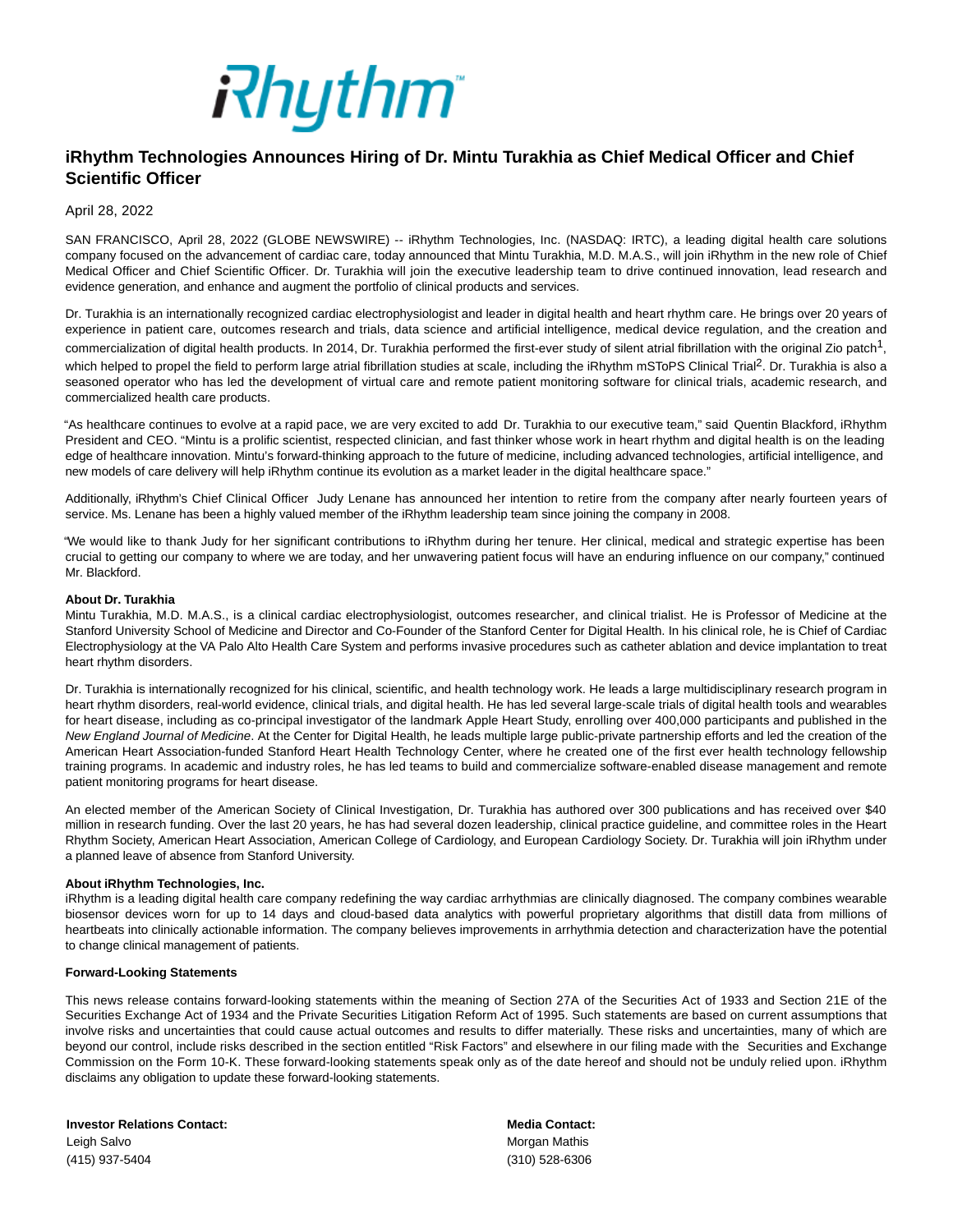# iRhythm Technologies Announces Hiring of Dr. Mintu Turakhia as Chief Medical Officer and Chief Scientific Officer

April 28, 2022

SAN FRANCISCO, April 28, 2022 (GLOBE NEWSWIRE) -- iRhythm Technologies, Inc. (NASDAQ: IRTC), a leading digital health care solutions company focused on the advancement of cardiac care, today announced that Mintu Turakhia, M.D. M.A.S., will join iRhythm in the new role of Chief Medical Officer and Chief Scientific Officer. Dr. Turakhia will join the executive leadership team to drive continued innovation, lead research and evidence generation, and enhance and augment the portfolio of clinical products and services.

Dr. Turakhia is an internationally recognized cardiac electrophysiologist and leader in digital health and heart rhythm care. He brings over 20 years of experience in patient care, outcomes research and trials, data science and artificial intelligence, medical device regulation, and the creation and commercialization of digital health products. In 2014, Dr. Turakhia performed the first-ever study of silent atrial fibrillation with the original Zio patch[1], which helped to propel the field to perform large atrial fibrillation studies at scale, including the iRhythm mSToPS Clinical Trial[2]. Dr. Turakhia is also a seasoned operator who has led the development of virtual care and remote patient monitoring software for clinical trials, academic research, and commercialized health care products.

"As healthcare continues to evolve at a rapid pace, we are very excited to add Dr. Turakhia to our executive team," said Quentin Blackford, iRhythm President and CEO. "Mintu is a prolific scientist, respected clinician, and fast thinker whose work in heart rhythm and digital health is on the leading edge of healthcare innovation. Mintu's forward-thinking approach to the future of medicine, including advanced technologies, artificial intelligence, and new models of care delivery will help iRhythm continue its evolution as a market leader in the digital healthcare space."

Additionally, iRhythm's Chief Clinical Officer Judy Lenane has announced her intention to retire from the company after nearly fourteen years of service. Ms. Lenane has been a highly valued member of the iRhythm leadership team since joining the company in 2008.

"We would like to thank Judy for her significant contributions to iRhythm during her tenure. Her clinical, medical and strategic expertise has been crucial to getting our company to where we are today, and her unwavering patient focus will have an enduring influence on our company," continued Mr. Blackford.

**About Dr. Turakhia**

Mintu Turakhia, M.D. M.A.S., is a clinical cardiac electrophysiologist, outcomes researcher, and clinical trialist. He is Professor of Medicine at the Stanford University School of Medicine and Director and Co-Founder of the Stanford Center for Digital Health. In his clinical role, he is Chief of Cardiac Electrophysiology at the VA Palo Alto Health Care System and performs invasive procedures such as catheter ablation and device implantation to treat heart rhythm disorders.

Dr. Turakhia is internationally recognized for his clinical, scientific, and health technology work. He leads a large multidisciplinary research program in heart rhythm disorders, real-world evidence, clinical trials, and digital health. He has led several large-scale trials of digital health tools and wearables for heart disease, including as co-principal investigator of the landmark Apple Heart Study, enrolling over 400,000 participants and published in the *New England Journal of Medicine*. At the Center for Digital Health, he leads multiple large public-private partnership efforts and led the creation of the American Heart Association-funded Stanford Heart Health Technology Center, where he created one of the first ever health technology fellowship training programs. In academic and industry roles, he has led teams to build and commercialize software-enabled disease management and remote patient monitoring programs for heart disease.

An elected member of the American Society of Clinical Investigation, Dr. Turakhia has authored over 300 publications and has received over $40 million in research funding. Over the last 20 years, he has had several dozen leadership, clinical practice guideline, and committee roles in the Heart Rhythm Society, American Heart Association, American College of Cardiology, and European Cardiology Society. Dr. Turakhia will join iRhythm under a planned leave of absence from Stanford University.

**About iRhythm Technologies, Inc.**

iRhythm is a leading digital health care company redefining the way cardiac arrhythmias are clinically diagnosed. The company combines wearable biosensor devices worn for up to 14 days and cloud-based data analytics with powerful proprietary algorithms that distill data from millions of heartbeats into clinically actionable information. The company believes improvements in arrhythmia detection and characterization have the potential to change clinical management of patients.

**Forward-Looking Statements**

This news release contains forward-looking statements within the meaning of Section 27A of the Securities Act of 1933 and Section 21E of the Securities Exchange Act of 1934 and the Private Securities Litigation Reform Act of 1995. Such statements are based on current assumptions that involve risks and uncertainties that could cause actual outcomes and results to differ materially. These risks and uncertainties, many of which are beyond our control, include risks described in the section entitled "Risk Factors" and elsewhere in our filing made with the Securities and Exchange Commission on the Form 10-K. These forward-looking statements speak only as of the date hereof and should not be unduly relied upon. iRhythm disclaims any obligation to update these forward-looking statements.

**Investor Relations Contact:**
Leigh Salvo
(415) 937-5404

**Media Contact:**
Morgan Mathis
(310) 528-6306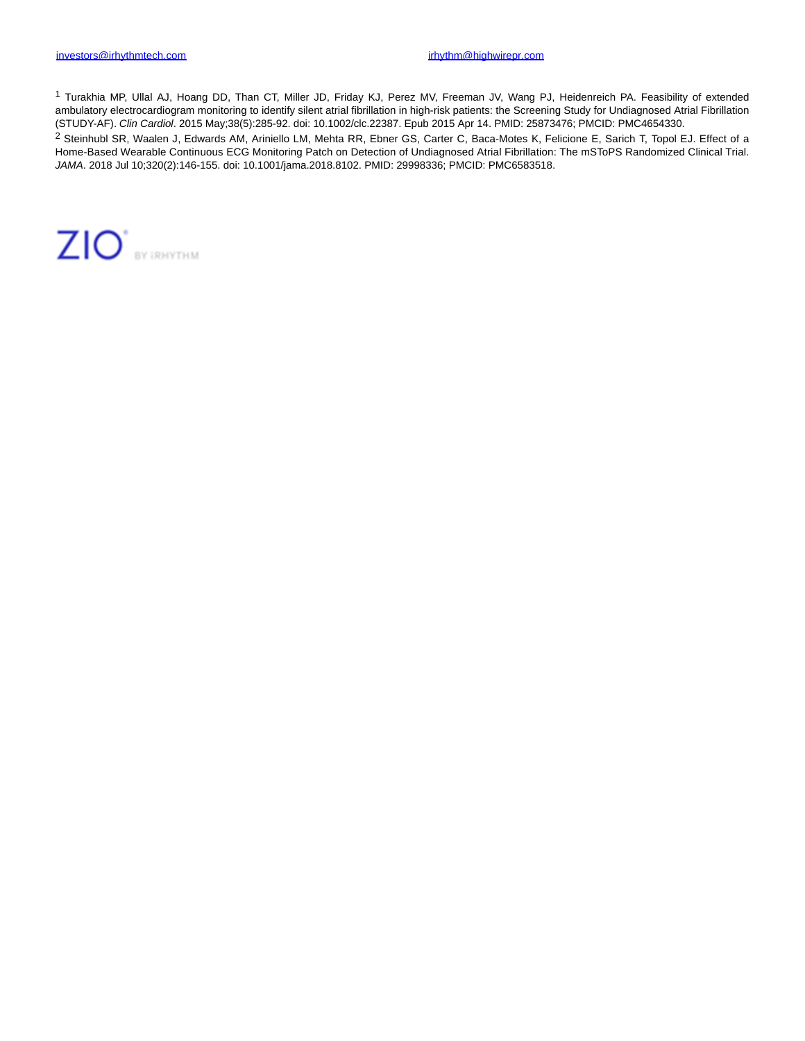investors@irhythmtech.com irhythm@highwirepr.com

[1] Turakhia MP, Ullal AJ, Hoang DD, Than CT, Miller JD, Friday KJ, Perez MV, Freeman JV, Wang PJ, Heidenreich PA. Feasibility of extended ambulatory electrocardiogram monitoring to identify silent atrial fibrillation in high-risk patients: the Screening Study for Undiagnosed Atrial Fibrillation (STUDY-AF). *Clin Cardiol*. 2015 May;38(5):285-92. doi: 10.1002/clc.22387. Epub 2015 Apr 14. PMID: 25873476; PMCID: PMC4654330.

[2] Steinhubl SR, Waalen J, Edwards AM, Ariniello LM, Mehta RR, Ebner GS, Carter C, Baca-Motes K, Felicione E, Sarich T, Topol EJ. Effect of a Home-Based Wearable Continuous ECG Monitoring Patch on Detection of Undiagnosed Atrial Fibrillation: The mSToPS Randomized Clinical Trial. *JAMA*. 2018 Jul 10;320(2):146-155. doi: 10.1001/jama.2018.8102. PMID: 29998336; PMCID: PMC6583518.

ZIO BY iRHYTHM